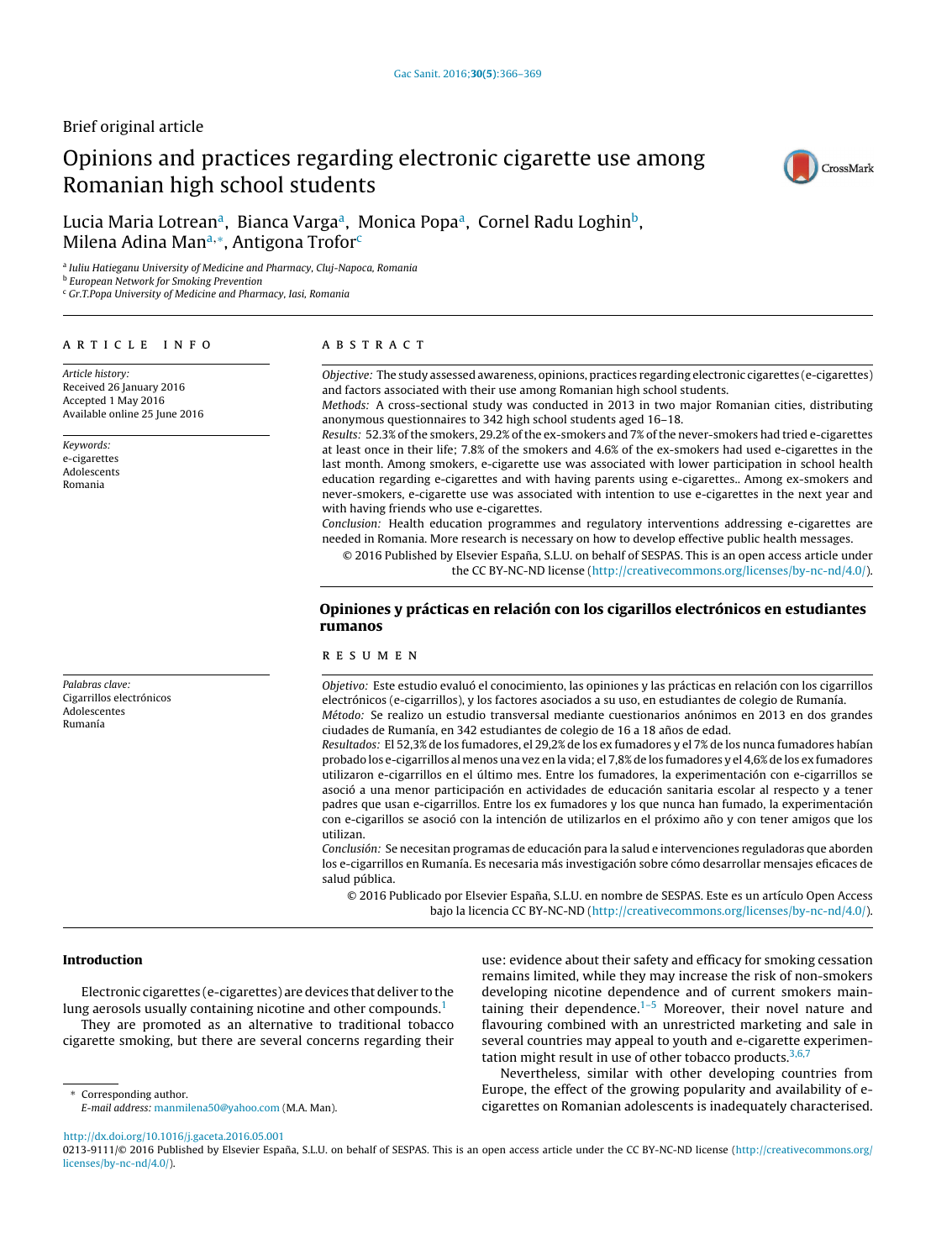Brief original article

# Opinions and practices regarding electronic cigarette use among Romanian high school students

Lucia Maria Lotrean[a], Bianca Varga[a], Monica Popa[a], Cornel Radu Loghin[b], Milena Adina Man[a,*], Antigona Trofor[c]

[a] *Iuliu Hatieganu University of Medicine and Pharmacy, Cluj-Napoca, Romania*
[b] *European Network for Smoking Prevention*
[c] *Gr.T.Popa University of Medicine and Pharmacy, Iasi, Romania*

## ARTICLE INFO

*Article history:*
Received 26 January 2016
Accepted 1 May 2016
Available online 25 June 2016

*Keywords:*
e-cigarettes
Adolescents
Romania

## ABSTRACT

*Objective:* The study assessed awareness, opinions, practices regarding electronic cigarettes (e-cigarettes) and factors associated with their use among Romanian high school students.
*Methods:* A cross-sectional study was conducted in 2013 in two major Romanian cities, distributing anonymous questionnaires to 342 high school students aged 16–18.
*Results:* 52.3% of the smokers, 29.2% of the ex-smokers and 7% of the never-smokers had tried e-cigarettes at least once in their life; 7.8% of the smokers and 4.6% of the ex-smokers had used e-cigarettes in the last month. Among smokers, e-cigarette use was associated with lower participation in school health education regarding e-cigarettes and with having parents using e-cigarettes.. Among ex-smokers and never-smokers, e-cigarette use was associated with intention to use e-cigarettes in the next year and with having friends who use e-cigarettes.
*Conclusion:* Health education programmes and regulatory interventions addressing e-cigarettes are needed in Romania. More research is necessary on how to develop effective public health messages.

© 2016 Published by Elsevier España, S.L.U. on behalf of SESPAS. This is an open access article under the CC BY-NC-ND license (http://creativecommons.org/licenses/by-nc-nd/4.0/).

## Opiniones y prácticas en relación con los cigarillos electrónicos en estudiantes rumanos

*Palabras clave:*
Cigarrillos electrónicos
Adolescentes
Rumanía

## RESUMEN

*Objetivo:* Este estudio evaluó el conocimiento, las opiniones y las prácticas en relación con los cigarrillos electrónicos (e-cigarrillos), y los factores asociados a su uso, en estudiantes de colegio de Rumanía.
*Método:* Se realizo un estudio transversal mediante cuestionarios anónimos en 2013 en dos grandes ciudades de Rumanía, en 342 estudiantes de colegio de 16 a 18 años de edad.
*Resultados:* El 52,3% de los fumadores, el 29,2% de los ex fumadores y el 7% de los nunca fumadores habían probado los e-cigarrillos al menos una vez en la vida; el 7,8% de los fumadores y el 4,6% de los ex fumadores utilizaron e-cigarrillos en el último mes. Entre los fumadores, la experimentación con e-cigarrillos se asoció a una menor participación en actividades de educación sanitaria escolar al respecto y a tener padres que usan e-cigarrillos. Entre los ex fumadores y los que nunca han fumado, la experimentación con e-cigarillos se asoció con la intención de utilizarlos en el próximo año y con tener amigos que los utilizan.
*Conclusión:* Se necesitan programas de educación para la salud e intervenciones reguladoras que aborden los e-cigarrillos en Rumanía. Es necesaria más investigación sobre cómo desarrollar mensajes eficaces de salud pública.

© 2016 Publicado por Elsevier España, S.L.U. en nombre de SESPAS. Este es un artículo Open Access bajo la licencia CC BY-NC-ND (http://creativecommons.org/licenses/by-nc-nd/4.0/).

## Introduction

Electronic cigarettes (e-cigarettes) are devices that deliver to the lung aerosols usually containing nicotine and other compounds.[1]

They are promoted as an alternative to traditional tobacco cigarette smoking, but there are several concerns regarding their use: evidence about their safety and efficacy for smoking cessation remains limited, while they may increase the risk of non-smokers developing nicotine dependence and of current smokers maintaining their dependence.[1–5] Moreover, their novel nature and flavouring combined with an unrestricted marketing and sale in several countries may appeal to youth and e-cigarette experimentation might result in use of other tobacco products.[3,6,7]

Nevertheless, similar with other developing countries from Europe, the effect of the growing popularity and availability of e-cigarettes on Romanian adolescents is inadequately characterised.

\* Corresponding author.
*E-mail address:* manmilena50@yahoo.com (M.A. Man).

http://dx.doi.org/10.1016/j.gaceta.2016.05.001
0213-9111/© 2016 Published by Elsevier España, S.L.U. on behalf of SESPAS. This is an open access article under the CC BY-NC-ND license (http://creativecommons.org/licenses/by-nc-nd/4.0/).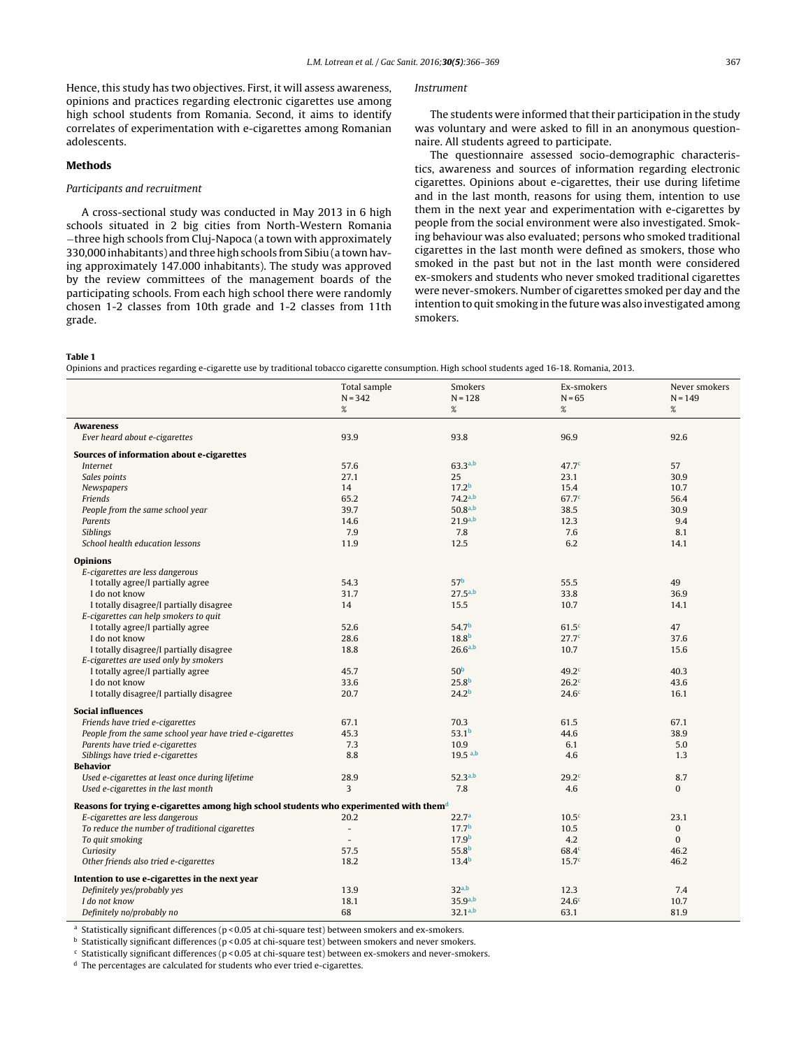Hence, this study has two objectives. First, it will assess awareness, opinions and practices regarding electronic cigarettes use among high school students from Romania. Second, it aims to identify correlates of experimentation with e-cigarettes among Romanian adolescents.

## Methods

### *Participants and recruitment*

A cross-sectional study was conducted in May 2013 in 6 high schools situated in 2 big cities from North-Western Romania —three high schools from Cluj-Napoca (a town with approximately 330,000 inhabitants) and three high schools from Sibiu (a town having approximately 147.000 inhabitants). The study was approved by the review committees of the management boards of the participating schools. From each high school there were randomly chosen 1-2 classes from 10th grade and 1-2 classes from 11th grade.

### *Instrument*

The students were informed that their participation in the study was voluntary and were asked to fill in an anonymous questionnaire. All students agreed to participate.

The questionnaire assessed socio-demographic characteristics, awareness and sources of information regarding electronic cigarettes. Opinions about e-cigarettes, their use during lifetime and in the last month, reasons for using them, intention to use them in the next year and experimentation with e-cigarettes by people from the social environment were also investigated. Smoking behaviour was also evaluated; persons who smoked traditional cigarettes in the last month were defined as smokers, those who smoked in the past but not in the last month were considered ex-smokers and students who never smoked traditional cigarettes were never-smokers. Number of cigarettes smoked per day and the intention to quit smoking in the future was also investigated among smokers.

**Table 1**
Opinions and practices regarding e-cigarette use by traditional tobacco cigarette consumption. High school students aged 16-18. Romania, 2013.

| | Total sample N = 342 % | Smokers N = 128 % | Ex-smokers N = 65 % | Never smokers N = 149 % |
|---|---|---|---|---|
| **Awareness** | | | | |
| *Ever heard about e-cigarettes* | 93.9 | 93.8 | 96.9 | 92.6 |
| **Sources of information about e-cigarettes** | | | | |
| *Internet* | 57.6 | 63.3[a,b] | 47.7[c] | 57 |
| *Sales points* | 27.1 | 25 | 23.1 | 30.9 |
| *Newspapers* | 14 | 17.2[b] | 15.4 | 10.7 |
| *Friends* | 65.2 | 74.2[a,b] | 67.7[c] | 56.4 |
| *People from the same school year* | 39.7 | 50.8[a,b] | 38.5 | 30.9 |
| *Parents* | 14.6 | 21.9[a,b] | 12.3 | 9.4 |
| *Siblings* | 7.9 | 7.8 | 7.6 | 8.1 |
| *School health education lessons* | 11.9 | 12.5 | 6.2 | 14.1 |
| **Opinions** | | | | |
| *E-cigarettes are less dangerous* | | | | |
| I totally agree/I partially agree | 54.3 | 57[b] | 55.5 | 49 |
| I do not know | 31.7 | 27.5[a,b] | 33.8 | 36.9 |
| I totally disagree/I partially disagree | 14 | 15.5 | 10.7 | 14.1 |
| *E-cigarettes can help smokers to quit* | | | | |
| I totally agree/I partially agree | 52.6 | 54.7[b] | 61.5[c] | 47 |
| I do not know | 28.6 | 18.8[b] | 27.7[c] | 37.6 |
| I totally disagree/I partially disagree | 18.8 | 26.6[a,b] | 10.7 | 15.6 |
| *E-cigarettes are used only by smokers* | | | | |
| I totally agree/I partially agree | 45.7 | 50[b] | 49.2[c] | 40.3 |
| I do not know | 33.6 | 25.8[b] | 26.2[c] | 43.6 |
| I totally disagree/I partially disagree | 20.7 | 24.2[b] | 24.6[c] | 16.1 |
| **Social influences** | | | | |
| *Friends have tried e-cigarettes* | 67.1 | 70.3 | 61.5 | 67.1 |
| *People from the same school year have tried e-cigarettes* | 45.3 | 53.1[b] | 44.6 | 38.9 |
| *Parents have tried e-cigarettes* | 7.3 | 10.9 | 6.1 | 5.0 |
| *Siblings have tried e-cigarettes* | 8.8 | 19.5 [a,b] | 4.6 | 1.3 |
| **Behavior** | | | | |
| *Used e-cigarettes at least once during lifetime* | 28.9 | 52.3[a,b] | 29.2[c] | 8.7 |
| *Used e-cigarettes in the last month* | 3 | 7.8 | 4.6 | 0 |
| **Reasons for trying e-cigarettes among high school students who experimented with them**[d] | | | | |
| *E-cigarettes are less dangerous* | 20.2 | 22.7[a] | 10.5[c] | 23.1 |
| *To reduce the number of traditional cigarettes* | - | 17.7[b] | 10.5 | 0 |
| *To quit smoking* | - | 17.9[b] | 4.2 | 0 |
| *Curiosity* | 57.5 | 55.8[b] | 68.4[c] | 46.2 |
| *Other friends also tried e-cigarettes* | 18.2 | 13.4[b] | 15.7[c] | 46.2 |
| **Intention to use e-cigarettes in the next year** | | | | |
| *Definitely yes/probably yes* | 13.9 | 32[a,b] | 12.3 | 7.4 |
| *I do not know* | 18.1 | 35.9[a,b] | 24.6[c] | 10.7 |
| *Definitely no/probably no* | 68 | 32.1[a,b] | 63.1 | 81.9 |

[a] Statistically significant differences ($p < 0.05$ at chi-square test) between smokers and ex-smokers.
[b] Statistically significant differences ($p < 0.05$ at chi-square test) between smokers and never smokers.
[c] Statistically significant differences ($p < 0.05$ at chi-square test) between ex-smokers and never-smokers.
[d] The percentages are calculated for students who ever tried e-cigarettes.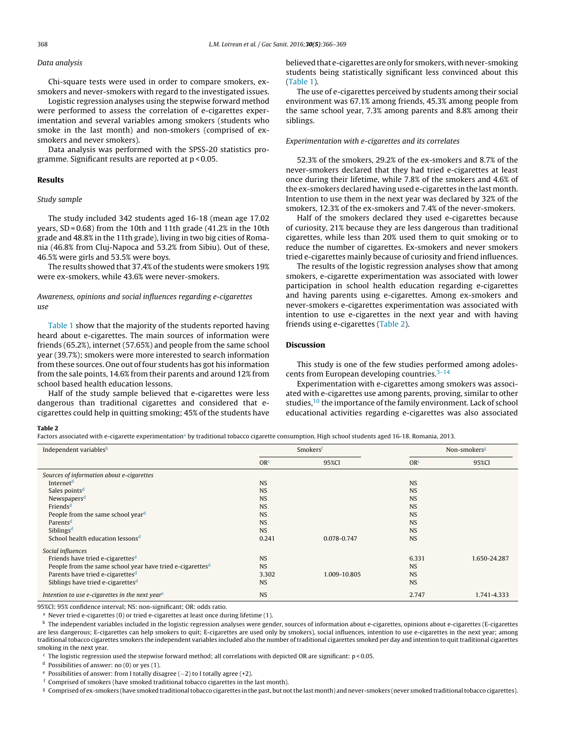### Data analysis

Chi-square tests were used in order to compare smokers, ex-smokers and never-smokers with regard to the investigated issues.

Logistic regression analyses using the stepwise forward method were performed to assess the correlation of e-cigarettes experimentation and several variables among smokers (students who smoke in the last month) and non-smokers (comprised of ex-smokers and never smokers).

Data analysis was performed with the SPSS-20 statistics programme. Significant results are reported at $p < 0.05$.

## Results

### Study sample

The study included 342 students aged 16-18 (mean age 17.02 years, SD = 0.68) from the 10th and 11th grade (41.2% in the 10th grade and 48.8% in the 11th grade), living in two big cities of Romania (46.8% from Cluj-Napoca and 53.2% from Sibiu). Out of these, 46.5% were girls and 53.5% were boys.

The results showed that 37.4% of the students were smokers 19% were ex-smokers, while 43.6% were never-smokers.

### Awareness, opinions and social influences regarding e-cigarettes use

Table 1 show that the majority of the students reported having heard about e-cigarettes. The main sources of information were friends (65.2%), internet (57.65%) and people from the same school year (39.7%); smokers were more interested to search information from these sources. One out of four students has got his information from the sale points, 14.6% from their parents and around 12% from school based health education lessons.

Half of the study sample believed that e-cigarettes were less dangerous than traditional cigarettes and considered that e-cigarettes could help in quitting smoking; 45% of the students have believed that e-cigarettes are only for smokers, with never-smoking students being statistically significant less convinced about this (Table 1).

The use of e-cigarettes perceived by students among their social environment was 67.1% among friends, 45.3% among people from the same school year, 7.3% among parents and 8.8% among their siblings.

### Experimentation with e-cigarettes and its correlates

52.3% of the smokers, 29.2% of the ex-smokers and 8.7% of the never-smokers declared that they had tried e-cigarettes at least once during their lifetime, while 7.8% of the smokers and 4.6% of the ex-smokers declared having used e-cigarettes in the last month. Intention to use them in the next year was declared by 32% of the smokers, 12.3% of the ex-smokers and 7.4% of the never-smokers.

Half of the smokers declared they used e-cigarettes because of curiosity, 21% because they are less dangerous than traditional cigarettes, while less than 20% used them to quit smoking or to reduce the number of cigarettes. Ex-smokers and never smokers tried e-cigarettes mainly because of curiosity and friend influences.

The results of the logistic regression analyses show that among smokers, e-cigarette experimentation was associated with lower participation in school health education regarding e-cigarettes and having parents using e-cigarettes. Among ex-smokers and never-smokers e-cigarettes experimentation was associated with intention to use e-cigarettes in the next year and with having friends using e-cigarettes (Table 2).

## Discussion

This study is one of the few studies performed among adolescents from European developing countries.[3–14]

Experimentation with e-cigarettes among smokers was associated with e-cigarettes use among parents, proving, similar to other studies,[10] the importance of the family environment. Lack of school educational activities regarding e-cigarettes was also associated

**Table 2**

Factors associated with e-cigarette experimentation[a] by traditional tobacco cigarette consumption. High school students aged 16-18. Romania, 2013.

| Independent variables[b] | Smokers[f] | | Non-smokers[g] | |
|---|---|---|---|---|
| | OR[c] | 95%CI | OR[c] | 95%CI |
| *Sources of information about e-cigarettes* | | | | |
| Internet[d] | NS | | NS | |
| Sales points[d] | NS | | NS | |
| Newspapers[d] | NS | | NS | |
| Friends[d] | NS | | NS | |
| People from the same school year[d] | NS | | NS | |
| Parents[d] | NS | | NS | |
| Siblings[d] | NS | | NS | |
| School health education lessons[d] | 0.241 | 0.078-0.747 | NS | |
| *Social influences* | | | | |
| Friends have tried e-cigarettes[d] | NS | | 6.331 | 1.650-24.287 |
| People from the same school year have tried e-cigarettes[d] | NS | | NS | |
| Parents have tried e-cigarettes[d] | 3.302 | 1.009-10.805 | NS | |
| Siblings have tried e-cigarettes[d] | NS | | NS | |
| *Intention to use e-cigarettes in the next year*[e] | NS | | 2.747 | 1.741-4.333 |

95%CI: 95% confidence interval; NS: non-significant; OR: odds ratio.

[a] Never tried e-cigarettes (0) or tried e-cigarettes at least once during lifetime (1).

[b] The independent variables included in the logistic regression analyses were gender, sources of information about e-cigarettes, opinions about e-cigarettes (E-cigarettes are less dangerous; E-cigarettes can help smokers to quit; E-cigarettes are used only by smokers), social influences, intention to use e-cigarettes in the next year; among traditional tobacco cigarettes smokers the independent variables included also the number of traditional cigarettes smoked per day and intention to quit traditional cigarettes smoking in the next year.

[c] The logistic regression used the stepwise forward method; all correlations with depicted OR are significant: $p < 0.05$.

[d] Possibilities of answer: no (0) or yes (1).

[e] Possibilities of answer: from I totally disagree (−2) to I totally agree (+2).

[f] Comprised of smokers (have smoked traditional tobacco cigarettes in the last month).

[g] Comprised of ex-smokers (have smoked traditional tobacco cigarettes in the past, but not the last month) and never-smokers (never smoked traditional tobacco cigarettes).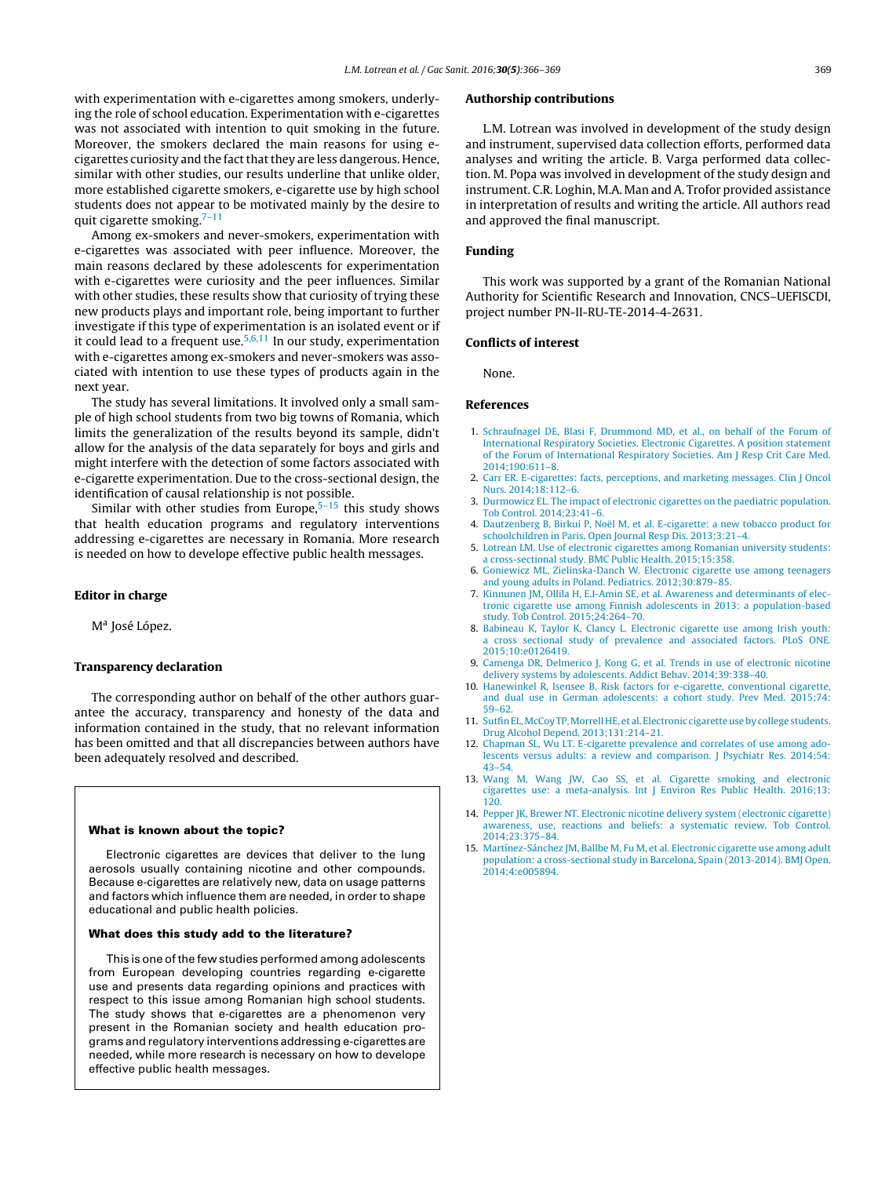with experimentation with e-cigarettes among smokers, underlying the role of school education. Experimentation with e-cigarettes was not associated with intention to quit smoking in the future. Moreover, the smokers declared the main reasons for using e-cigarettes curiosity and the fact that they are less dangerous. Hence, similar with other studies, our results underline that unlike older, more established cigarette smokers, e-cigarette use by high school students does not appear to be motivated mainly by the desire to quit cigarette smoking.[7–11]

Among ex-smokers and never-smokers, experimentation with e-cigarettes was associated with peer influence. Moreover, the main reasons declared by these adolescents for experimentation with e-cigarettes were curiosity and the peer influences. Similar with other studies, these results show that curiosity of trying these new products plays and important role, being important to further investigate if this type of experimentation is an isolated event or if it could lead to a frequent use.[5,6,11] In our study, experimentation with e-cigarettes among ex-smokers and never-smokers was associated with intention to use these types of products again in the next year.

The study has several limitations. It involved only a small sample of high school students from two big towns of Romania, which limits the generalization of the results beyond its sample, didn't allow for the analysis of the data separately for boys and girls and might interfere with the detection of some factors associated with e-cigarette experimentation. Due to the cross-sectional design, the identification of causal relationship is not possible.

Similar with other studies from Europe,[5–15] this study shows that health education programs and regulatory interventions addressing e-cigarettes are necessary in Romania. More research is needed on how to develope effective public health messages.

## Editor in charge

Mª José López.

## Transparency declaration

The corresponding author on behalf of the other authors guarantee the accuracy, transparency and honesty of the data and information contained in the study, that no relevant information has been omitted and that all discrepancies between authors have been adequately resolved and described.

### What is known about the topic?

Electronic cigarettes are devices that deliver to the lung aerosols usually containing nicotine and other compounds. Because e-cigarettes are relatively new, data on usage patterns and factors which influence them are needed, in order to shape educational and public health policies.

### What does this study add to the literature?

This is one of the few studies performed among adolescents from European developing countries regarding e-cigarette use and presents data regarding opinions and practices with respect to this issue among Romanian high school students. The study shows that e-cigarettes are a phenomenon very present in the Romanian society and health education programs and regulatory interventions addressing e-cigarettes are needed, while more research is necessary on how to develope effective public health messages.

## Authorship contributions

L.M. Lotrean was involved in development of the study design and instrument, supervised data collection efforts, performed data analyses and writing the article. B. Varga performed data collection. M. Popa was involved in development of the study design and instrument. C.R. Loghin, M.A. Man and A. Trofor provided assistance in interpretation of results and writing the article. All authors read and approved the final manuscript.

## Funding

This work was supported by a grant of the Romanian National Authority for Scientific Research and Innovation, CNCS–UEFISCDI, project number PN-II-RU-TE-2014-4-2631.

## Conflicts of interest

None.

## References

1. Schraufnagel DE, Blasi F, Drummond MD, et al., on behalf of the Forum of International Respiratory Societies. Electronic Cigarettes. A position statement of the Forum of International Respiratory Societies. Am J Resp Crit Care Med. 2014;190:611–8.
2. Carr ER. E-cigarettes: facts, perceptions, and marketing messages. Clin J Oncol Nurs. 2014;18:112–6.
3. Durmowicz EL. The impact of electronic cigarettes on the paediatric population. Tob Control. 2014;23:41–6.
4. Dautzenberg B, Birkui P, Noël M, et al. E-cigarette: a new tobacco product for schoolchildren in Paris. Open Journal Resp Dis. 2013;3:21–4.
5. Lotrean LM. Use of electronic cigarettes among Romanian university students: a cross-sectional study. BMC Public Health. 2015;15:358.
6. Goniewicz ML, Zielinska-Danch W. Electronic cigarette use among teenagers and young adults in Poland. Pediatrics. 2012;30:879–85.
7. Kinnunen JM, Ollila H, E.I-Amin SE, et al. Awareness and determinants of electronic cigarette use among Finnish adolescents in 2013: a population-based study. Tob Control. 2015;24:264–70.
8. Babineau K, Taylor K, Clancy L. Electronic cigarette use among Irish youth: a cross sectional study of prevalence and associated factors. PLoS ONE. 2015;10:e0126419.
9. Camenga DR, Delmerico J, Kong G, et al. Trends in use of electronic nicotine delivery systems by adolescents. Addict Behav. 2014;39:338–40.
10. Hanewinkel R, Isensee B. Risk factors for e-cigarette, conventional cigarette, and dual use in German adolescents: a cohort study. Prev Med. 2015;74:59–62.
11. Sutfin EL, McCoy TP, Morrell HE, et al. Electronic cigarette use by college students. Drug Alcohol Depend. 2013;131:214–21.
12. Chapman SL, Wu LT. E-cigarette prevalence and correlates of use among adolescents versus adults: a review and comparison. J Psychiatr Res. 2014;54:43–54.
13. Wang M, Wang JW, Cao SS, et al. Cigarette smoking and electronic cigarettes use: a meta-analysis. Int J Environ Res Public Health. 2016;13:120.
14. Pepper JK, Brewer NT. Electronic nicotine delivery system (electronic cigarette) awareness, use, reactions and beliefs: a systematic review. Tob Control. 2014;23:375–84.
15. Martínez-Sánchez JM, Ballbe M, Fu M, et al. Electronic cigarette use among adult population: a cross-sectional study in Barcelona, Spain (2013-2014). BMJ Open. 2014;4:e005894.